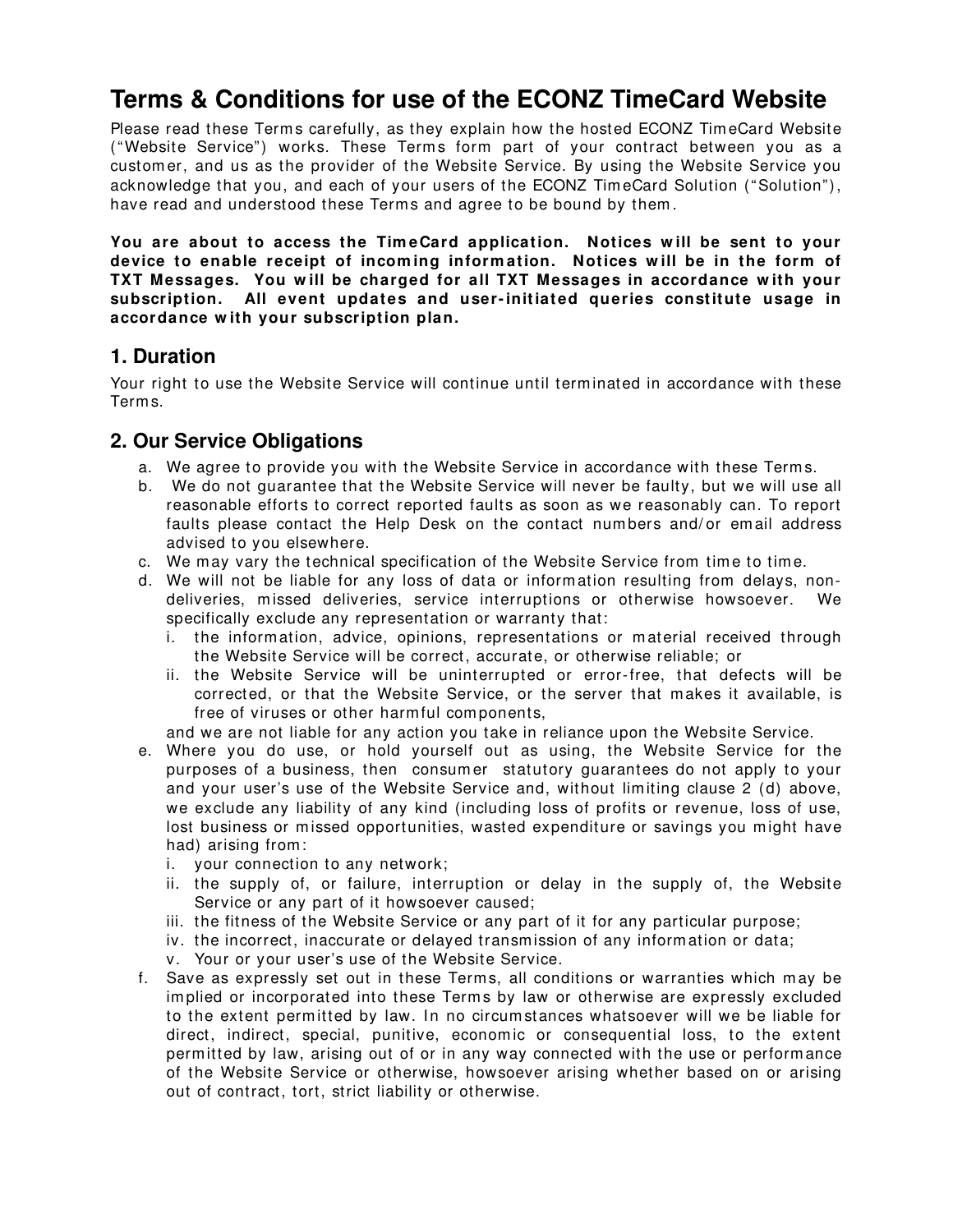# Terms & Conditions for use of the ECONZ TimeCard Website

Please read these Terms carefully, as they explain how the hosted ECONZ TimeCard Website ("Website Service") works. These Terms form part of your contract between you as a customer, and us as the provider of the Website Service. By using the Website Service you acknowledge that you, and each of your users of the ECONZ TimeCard Solution ("Solution"), have read and understood these Terms and agree to be bound by them.

**You are about to access the TimeCard application. Notices will be sent to your device to enable receipt of incoming information. Notices will be in the form of TXT Messages. You will be charged for all TXT Messages in accordance with your subscription. All event updates and user-initiated queries constitute usage in accordance with your subscription plan.**

## 1. Duration

Your right to use the Website Service will continue until terminated in accordance with these Terms.

## 2. Our Service Obligations

a. We agree to provide you with the Website Service in accordance with these Terms.

b. We do not guarantee that the Website Service will never be faulty, but we will use all reasonable efforts to correct reported faults as soon as we reasonably can. To report faults please contact the Help Desk on the contact numbers and/or email address advised to you elsewhere.

c. We may vary the technical specification of the Website Service from time to time.

d. We will not be liable for any loss of data or information resulting from delays, non-deliveries, missed deliveries, service interruptions or otherwise howsoever. We specifically exclude any representation or warranty that:
   i. the information, advice, opinions, representations or material received through the Website Service will be correct, accurate, or otherwise reliable; or
   ii. the Website Service will be uninterrupted or error-free, that defects will be corrected, or that the Website Service, or the server that makes it available, is free of viruses or other harmful components,

   and we are not liable for any action you take in reliance upon the Website Service.

e. Where you do use, or hold yourself out as using, the Website Service for the purposes of a business, then consumer statutory guarantees do not apply to your and your user's use of the Website Service and, without limiting clause 2 (d) above, we exclude any liability of any kind (including loss of profits or revenue, loss of use, lost business or missed opportunities, wasted expenditure or savings you might have had) arising from:
   i. your connection to any network;
   ii. the supply of, or failure, interruption or delay in the supply of, the Website Service or any part of it howsoever caused;
   iii. the fitness of the Website Service or any part of it for any particular purpose;
   iv. the incorrect, inaccurate or delayed transmission of any information or data;
   v. Your or your user's use of the Website Service.

f. Save as expressly set out in these Terms, all conditions or warranties which may be implied or incorporated into these Terms by law or otherwise are expressly excluded to the extent permitted by law. In no circumstances whatsoever will we be liable for direct, indirect, special, punitive, economic or consequential loss, to the extent permitted by law, arising out of or in any way connected with the use or performance of the Website Service or otherwise, howsoever arising whether based on or arising out of contract, tort, strict liability or otherwise.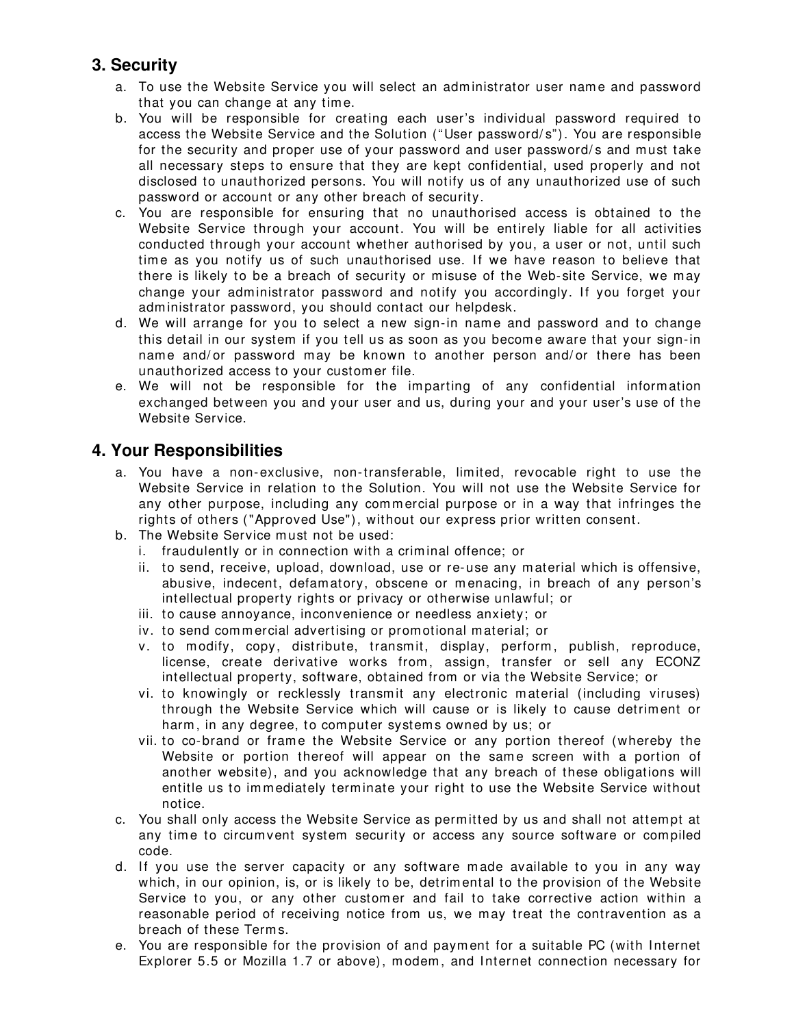## 3. Security

a. To use the Website Service you will select an administrator user name and password that you can change at any time.
b. You will be responsible for creating each user's individual password required to access the Website Service and the Solution ("User password/s"). You are responsible for the security and proper use of your password and user password/s and must take all necessary steps to ensure that they are kept confidential, used properly and not disclosed to unauthorized persons. You will notify us of any unauthorized use of such password or account or any other breach of security.
c. You are responsible for ensuring that no unauthorised access is obtained to the Website Service through your account. You will be entirely liable for all activities conducted through your account whether authorised by you, a user or not, until such time as you notify us of such unauthorised use. If we have reason to believe that there is likely to be a breach of security or misuse of the Web-site Service, we may change your administrator password and notify you accordingly. If you forget your administrator password, you should contact our helpdesk.
d. We will arrange for you to select a new sign-in name and password and to change this detail in our system if you tell us as soon as you become aware that your sign-in name and/or password may be known to another person and/or there has been unauthorized access to your customer file.
e. We will not be responsible for the imparting of any confidential information exchanged between you and your user and us, during your and your user's use of the Website Service.

## 4. Your Responsibilities

a. You have a non-exclusive, non-transferable, limited, revocable right to use the Website Service in relation to the Solution. You will not use the Website Service for any other purpose, including any commercial purpose or in a way that infringes the rights of others ("Approved Use"), without our express prior written consent.
b. The Website Service must not be used:
   i. fraudulently or in connection with a criminal offence; or
   ii. to send, receive, upload, download, use or re-use any material which is offensive, abusive, indecent, defamatory, obscene or menacing, in breach of any person's intellectual property rights or privacy or otherwise unlawful; or
   iii. to cause annoyance, inconvenience or needless anxiety; or
   iv. to send commercial advertising or promotional material; or
   v. to modify, copy, distribute, transmit, display, perform, publish, reproduce, license, create derivative works from, assign, transfer or sell any ECONZ intellectual property, software, obtained from or via the Website Service; or
   vi. to knowingly or recklessly transmit any electronic material (including viruses) through the Website Service which will cause or is likely to cause detriment or harm, in any degree, to computer systems owned by us; or
   vii. to co-brand or frame the Website Service or any portion thereof (whereby the Website or portion thereof will appear on the same screen with a portion of another website), and you acknowledge that any breach of these obligations will entitle us to immediately terminate your right to use the Website Service without notice.
c. You shall only access the Website Service as permitted by us and shall not attempt at any time to circumvent system security or access any source software or compiled code.
d. If you use the server capacity or any software made available to you in any way which, in our opinion, is, or is likely to be, detrimental to the provision of the Website Service to you, or any other customer and fail to take corrective action within a reasonable period of receiving notice from us, we may treat the contravention as a breach of these Terms.
e. You are responsible for the provision of and payment for a suitable PC (with Internet Explorer 5.5 or Mozilla 1.7 or above), modem, and Internet connection necessary for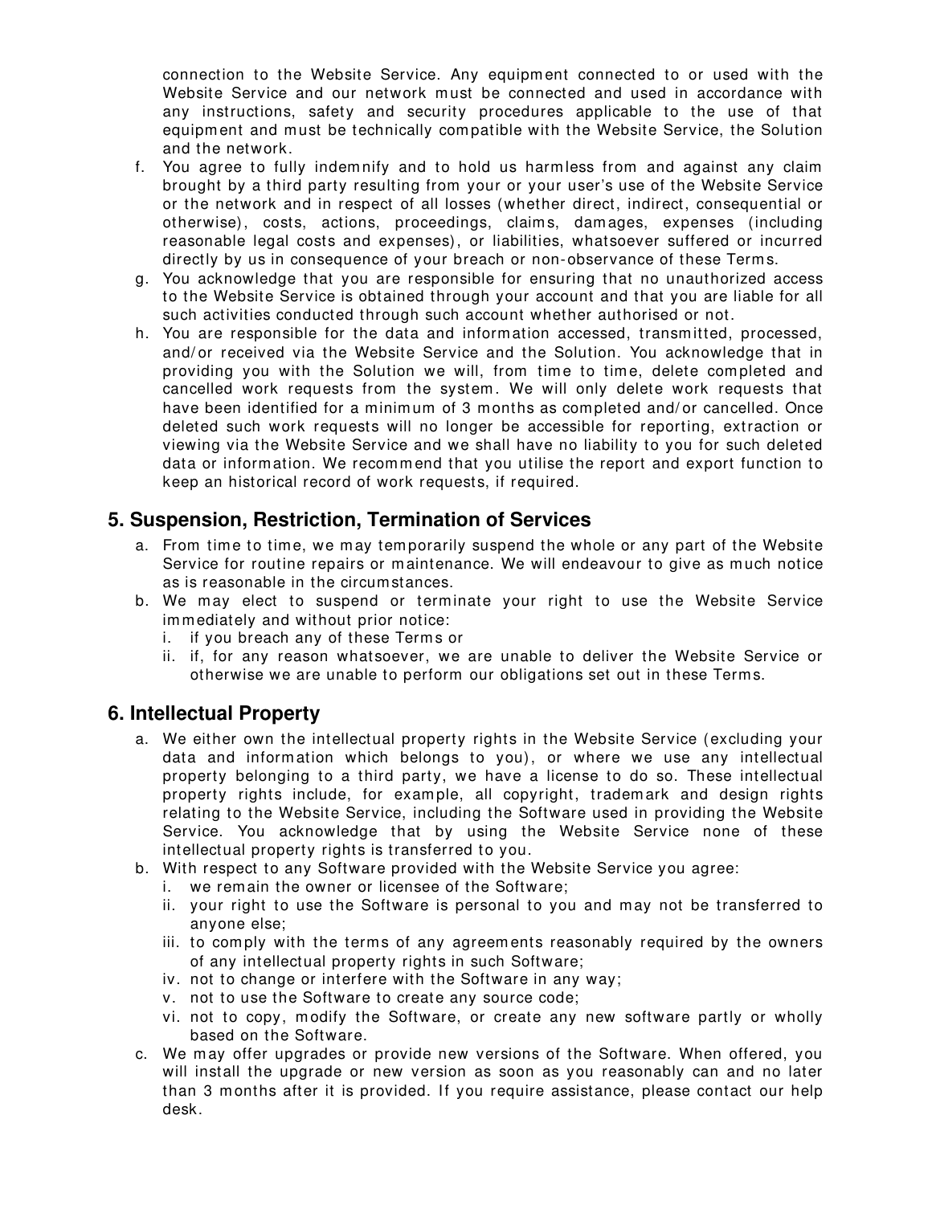connection to the Website Service. Any equipment connected to or used with the Website Service and our network must be connected and used in accordance with any instructions, safety and security procedures applicable to the use of that equipment and must be technically compatible with the Website Service, the Solution and the network.

f. You agree to fully indemnify and to hold us harmless from and against any claim brought by a third party resulting from your or your user's use of the Website Service or the network and in respect of all losses (whether direct, indirect, consequential or otherwise), costs, actions, proceedings, claims, damages, expenses (including reasonable legal costs and expenses), or liabilities, whatsoever suffered or incurred directly by us in consequence of your breach or non-observance of these Terms.

g. You acknowledge that you are responsible for ensuring that no unauthorized access to the Website Service is obtained through your account and that you are liable for all such activities conducted through such account whether authorised or not.

h. You are responsible for the data and information accessed, transmitted, processed, and/or received via the Website Service and the Solution. You acknowledge that in providing you with the Solution we will, from time to time, delete completed and cancelled work requests from the system. We will only delete work requests that have been identified for a minimum of 3 months as completed and/or cancelled. Once deleted such work requests will no longer be accessible for reporting, extraction or viewing via the Website Service and we shall have no liability to you for such deleted data or information. We recommend that you utilise the report and export function to keep an historical record of work requests, if required.

## 5. Suspension, Restriction, Termination of Services

a. From time to time, we may temporarily suspend the whole or any part of the Website Service for routine repairs or maintenance. We will endeavour to give as much notice as is reasonable in the circumstances.

b. We may elect to suspend or terminate your right to use the Website Service immediately and without prior notice:
   i. if you breach any of these Terms or
   ii. if, for any reason whatsoever, we are unable to deliver the Website Service or otherwise we are unable to perform our obligations set out in these Terms.

## 6. Intellectual Property

a. We either own the intellectual property rights in the Website Service (excluding your data and information which belongs to you), or where we use any intellectual property belonging to a third party, we have a license to do so. These intellectual property rights include, for example, all copyright, trademark and design rights relating to the Website Service, including the Software used in providing the Website Service. You acknowledge that by using the Website Service none of these intellectual property rights is transferred to you.

b. With respect to any Software provided with the Website Service you agree:
   i. we remain the owner or licensee of the Software;
   ii. your right to use the Software is personal to you and may not be transferred to anyone else;
   iii. to comply with the terms of any agreements reasonably required by the owners of any intellectual property rights in such Software;
   iv. not to change or interfere with the Software in any way;
   v. not to use the Software to create any source code;
   vi. not to copy, modify the Software, or create any new software partly or wholly based on the Software.

c. We may offer upgrades or provide new versions of the Software. When offered, you will install the upgrade or new version as soon as you reasonably can and no later than 3 months after it is provided. If you require assistance, please contact our help desk.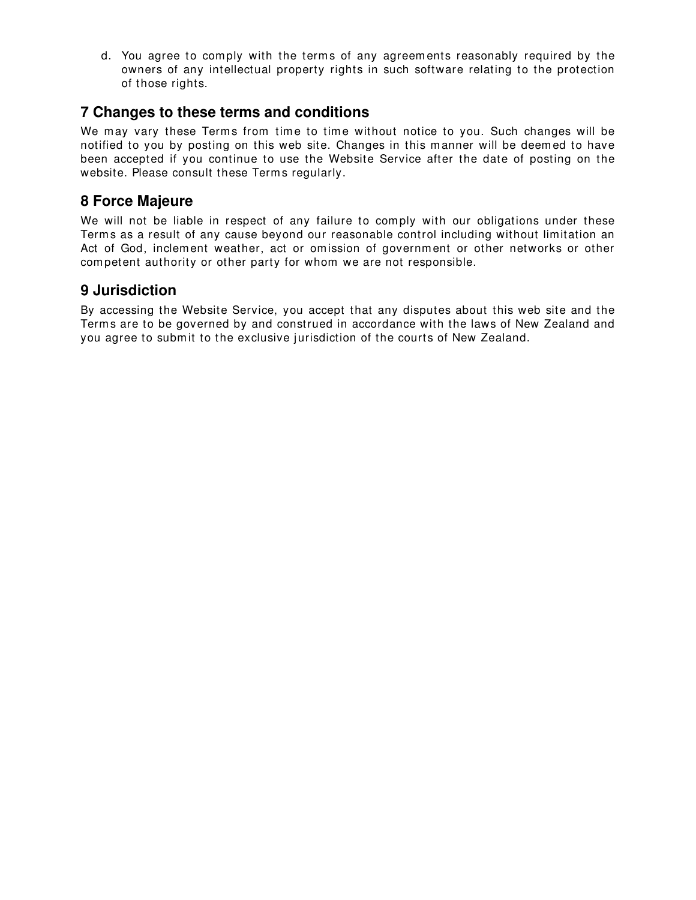d. You agree to comply with the terms of any agreements reasonably required by the owners of any intellectual property rights in such software relating to the protection of those rights.

## 7 Changes to these terms and conditions

We may vary these Terms from time to time without notice to you. Such changes will be notified to you by posting on this web site. Changes in this manner will be deemed to have been accepted if you continue to use the Website Service after the date of posting on the website. Please consult these Terms regularly.

## 8 Force Majeure

We will not be liable in respect of any failure to comply with our obligations under these Terms as a result of any cause beyond our reasonable control including without limitation an Act of God, inclement weather, act or omission of government or other networks or other competent authority or other party for whom we are not responsible.

## 9 Jurisdiction

By accessing the Website Service, you accept that any disputes about this web site and the Terms are to be governed by and construed in accordance with the laws of New Zealand and you agree to submit to the exclusive jurisdiction of the courts of New Zealand.